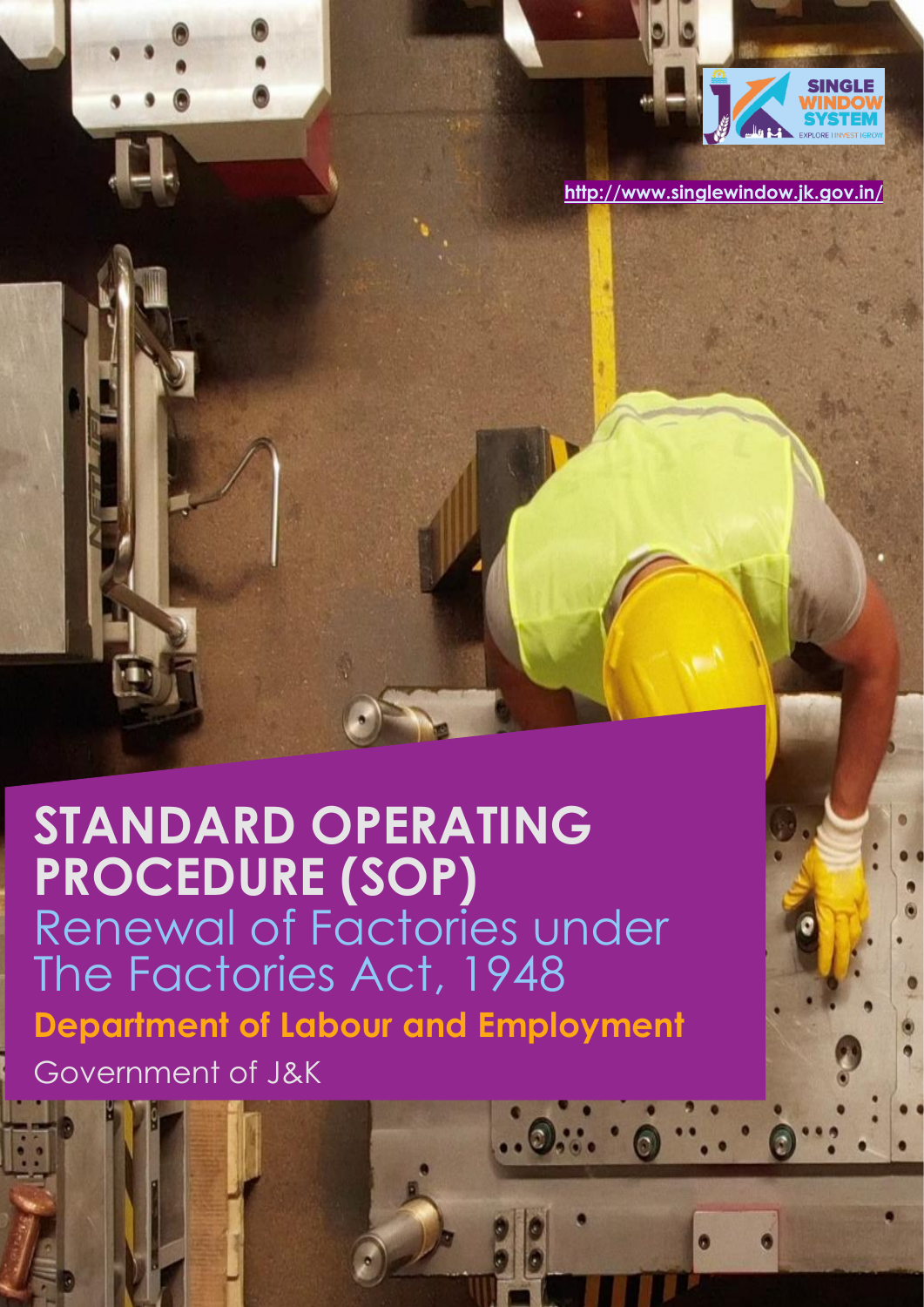SINGLE WINDOW SYSTEM

EXPLORE | INVEST | GROW

http://www.singlewindow.jk.gov.in/

# STANDARD OPERATING PROCEDURE (SOP)

## Renewal of Factories under The Factories Act, 1948

**Department of Labour and Employment**

Government of J&K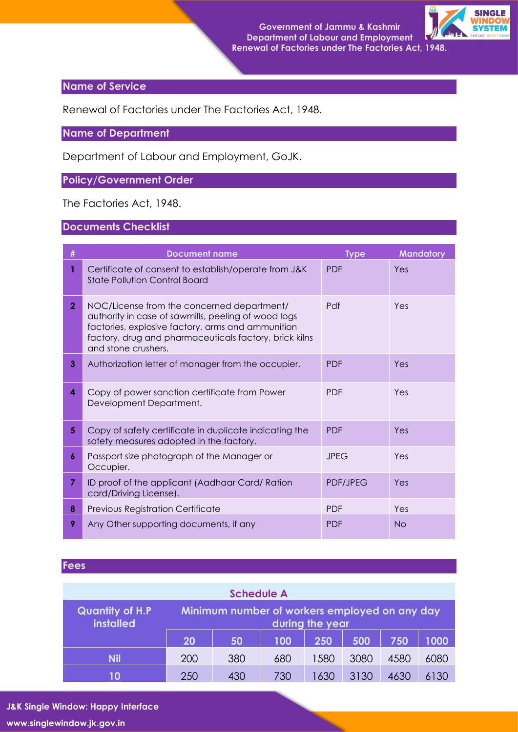## Name of Service

Renewal of Factories under The Factories Act, 1948.

## Name of Department

Department of Labour and Employment, GoJK.

## Policy/Government Order

The Factories Act, 1948.

## Documents Checklist

| # | Document name | Type | Mandatory |
|---|---|---|---|
| 1 | Certificate of consent to establish/operate from J&K State Pollution Control Board | PDF | Yes |
| 2 | NOC/License from the concerned department/ authority in case of sawmills, peeling of wood logs factories, explosive factory, arms and ammunition factory, drug and pharmaceuticals factory, brick kilns and stone crushers. | Pdf | Yes |
| 3 | Authorization letter of manager from the occupier. | PDF | Yes |
| 4 | Copy of power sanction certificate from Power Development Department. | PDF | Yes |
| 5 | Copy of safety certificate in duplicate indicating the safety measures adopted in the factory. | PDF | Yes |
| 6 | Passport size photograph of the Manager or Occupier. | JPEG | Yes |
| 7 | ID proof of the applicant (Aadhaar Card/ Ration card/Driving License). | PDF/JPEG | Yes |
| 8 | Previous Registration Certificate | PDF | Yes |
| 9 | Any Other supporting documents, if any | PDF | No |

## Fees

**Schedule A**

| Quantity of H.P installed | Minimum number of workers employed on any day during the year | | | | | | |
|---|---|---|---|---|---|---|---|
| | 20 | 50 | 100 | 250 | 500 | 750 | 1000 |
| Nil | 200 | 380 | 680 | 1580 | 3080 | 4580 | 6080 |
| 10 | 250 | 430 | 730 | 1630 | 3130 | 4630 | 6130 |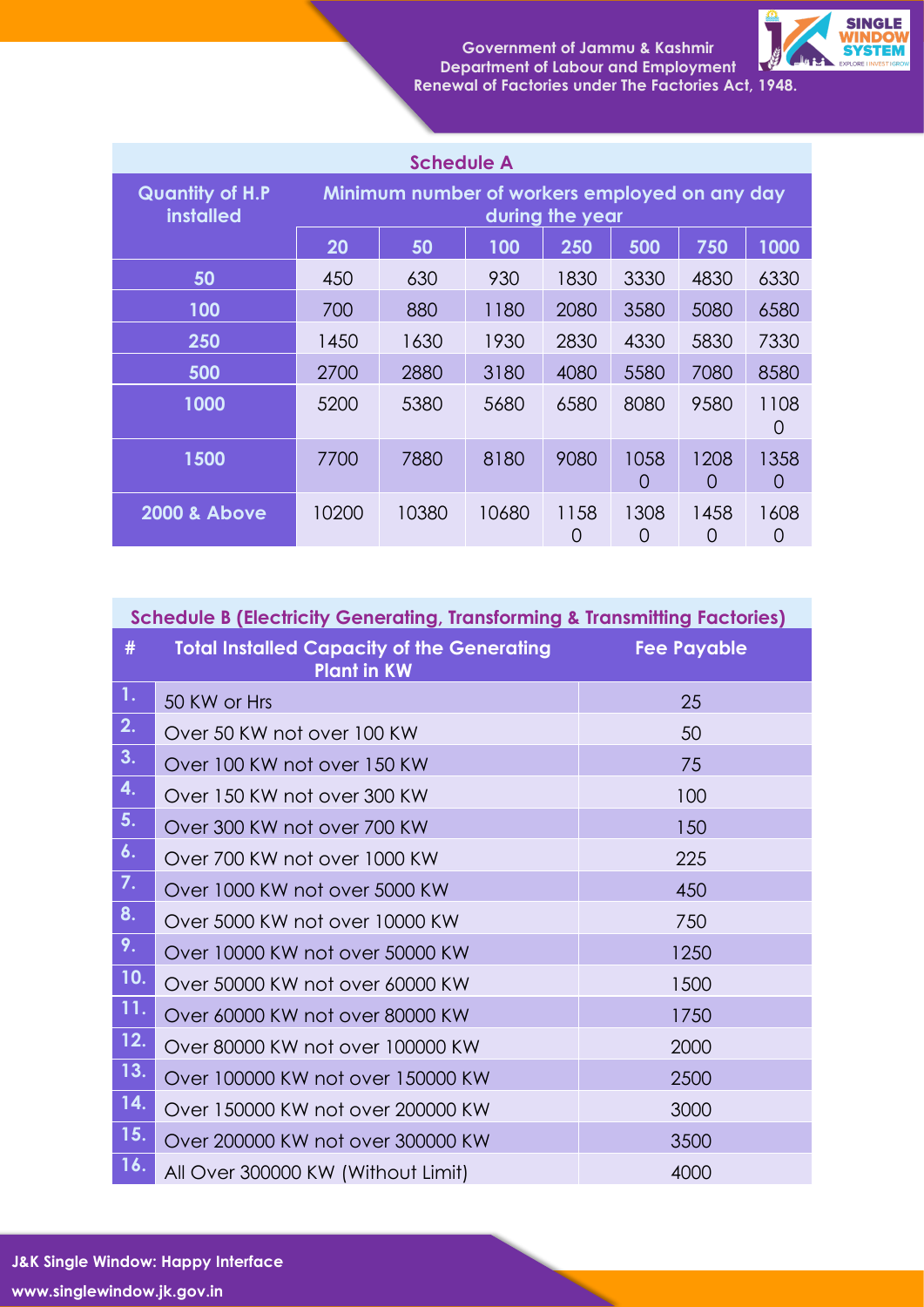## Schedule A

| Quantity of H.P installed | Minimum number of workers employed on any day during the year | | | | | | |
|---|---|---|---|---|---|---|---|
| | 20 | 50 | 100 | 250 | 500 | 750 | 1000 |
| 50 | 450 | 630 | 930 | 1830 | 3330 | 4830 | 6330 |
| 100 | 700 | 880 | 1180 | 2080 | 3580 | 5080 | 6580 |
| 250 | 1450 | 1630 | 1930 | 2830 | 4330 | 5830 | 7330 |
| 500 | 2700 | 2880 | 3180 | 4080 | 5580 | 7080 | 8580 |
| 1000 | 5200 | 5380 | 5680 | 6580 | 8080 | 9580 | 11080 |
| 1500 | 7700 | 7880 | 8180 | 9080 | 10580 | 12080 | 13580 |
| 2000 & Above | 10200 | 10380 | 10680 | 11580 | 13080 | 14580 | 16080 |

## Schedule B (Electricity Generating, Transforming & Transmitting Factories)

| # | Total Installed Capacity of the Generating Plant in KW | Fee Payable |
|---|---|---|
| 1. | 50 KW or Hrs | 25 |
| 2. | Over 50 KW not over 100 KW | 50 |
| 3. | Over 100 KW not over 150 KW | 75 |
| 4. | Over 150 KW not over 300 KW | 100 |
| 5. | Over 300 KW not over 700 KW | 150 |
| 6. | Over 700 KW not over 1000 KW | 225 |
| 7. | Over 1000 KW not over 5000 KW | 450 |
| 8. | Over 5000 KW not over 10000 KW | 750 |
| 9. | Over 10000 KW not over 50000 KW | 1250 |
| 10. | Over 50000 KW not over 60000 KW | 1500 |
| 11. | Over 60000 KW not over 80000 KW | 1750 |
| 12. | Over 80000 KW not over 100000 KW | 2000 |
| 13. | Over 100000 KW not over 150000 KW | 2500 |
| 14. | Over 150000 KW not over 200000 KW | 3000 |
| 15. | Over 200000 KW not over 300000 KW | 3500 |
| 16. | All Over 300000 KW (Without Limit) | 4000 |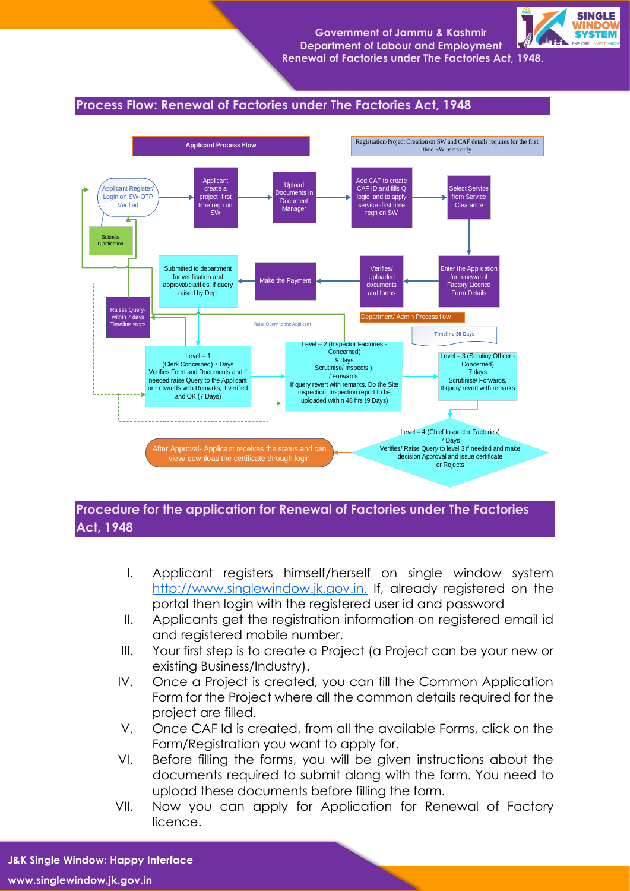## Process Flow: Renewal of Factories under The Factories Act, 1948

**Applicant Process Flow**

Registration/Project Creation on SW and CAF details requires for the first time SW users only

Applicant Register/ Login on SW-OTP Verified → Applicant create a project -first time regn on SW → Upload Documents in Document Manager → Add CAF to create CAF ID and fills Q logic and to apply service -first time regn on SW → Select Service from Service Clearance → Enter the Application for renewal of Factory Licence Form Details → Verifies/ Uploaded documents and forms → Make the Payment → Submitted to department for verification and approval/clarifies, if query raised by Dept

Raises Query-within 7 days Timeline stops

Submits Clarification

Raise Query to the Applicant

**Department/ Admin Process flow**

Timeline-30 Days

Level – 1 (Clerk Concerned) 7 Days Verifies Form and Documents and if needed raise Query to the Applicant or Forwards with Remarks, if verified and OK (7 Days)

Level – 2 (Inspector Factories - Concerned) 9 days Scrutinise/ Inspects ). / Forwards, If query revert with remarks. Do the Site inspection, Inspection report to be uploaded within 48 hrs (9 Days)

Level – 3 (Scrutiny Officer - Concerned) 7 days Scrutinise/ Forwards, If query revert with remarks

Level – 4 (Chief Inspector Factories) 7 Days Verifies/ Raise Query to level 3 if needed and make decision Approval and issue certificate or Rejects

After Approval- Applicant receives the status and can view/ download the certificate through login

## Procedure for the application for Renewal of Factories under The Factories Act, 1948

I. Applicant registers himself/herself on single window system http://www.singlewindow.jk.gov.in. If, already registered on the portal then login with the registered user id and password

II. Applicants get the registration information on registered email id and registered mobile number.

III. Your first step is to create a Project (a Project can be your new or existing Business/Industry).

IV. Once a Project is created, you can fill the Common Application Form for the Project where all the common details required for the project are filled.

V. Once CAF Id is created, from all the available Forms, click on the Form/Registration you want to apply for.

VI. Before filling the forms, you will be given instructions about the documents required to submit along with the form. You need to upload these documents before filling the form.

VII. Now you can apply for Application for Renewal of Factory licence.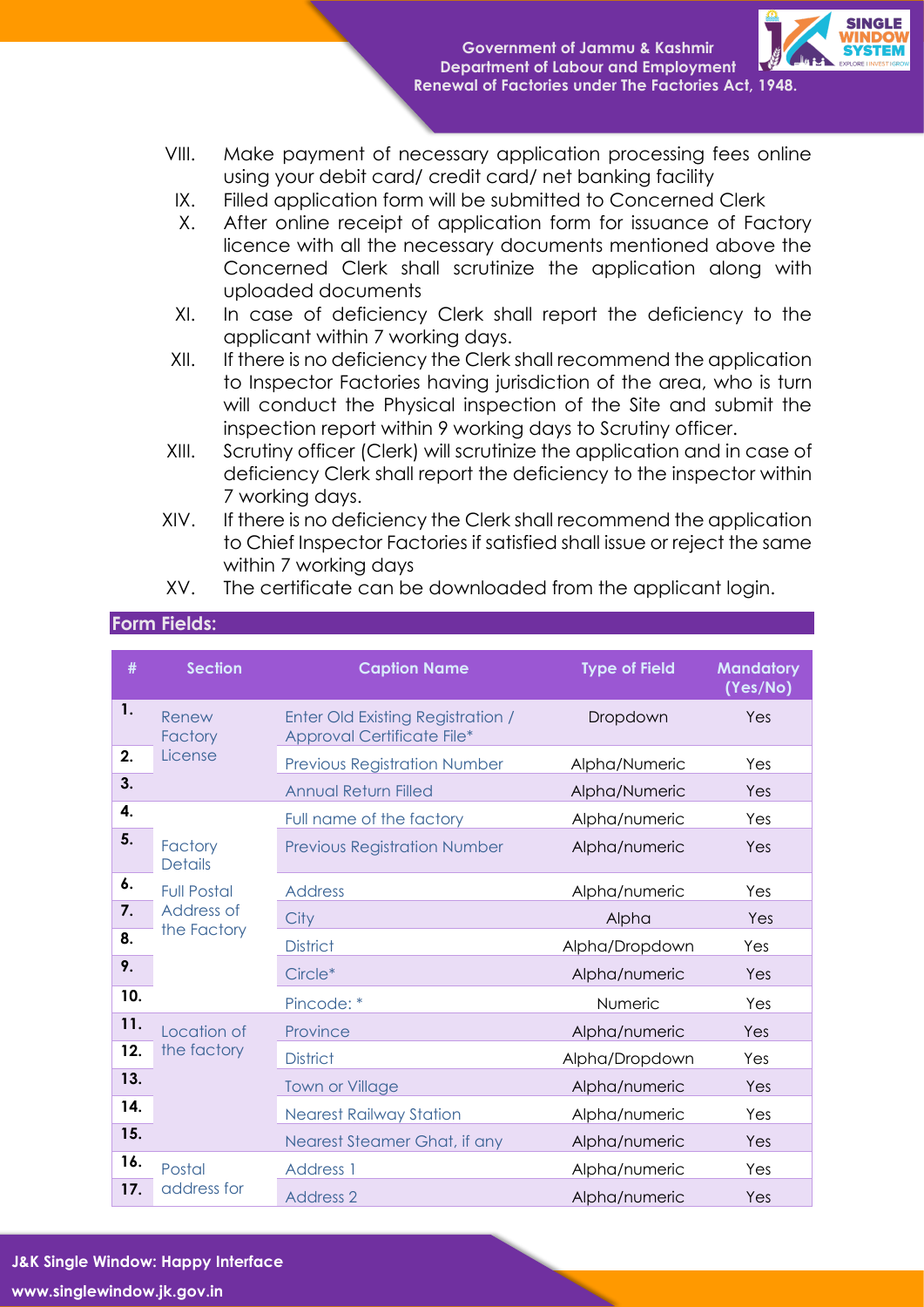VIII. Make payment of necessary application processing fees online using your debit card/ credit card/ net banking facility

IX. Filled application form will be submitted to Concerned Clerk

X. After online receipt of application form for issuance of Factory licence with all the necessary documents mentioned above the Concerned Clerk shall scrutinize the application along with uploaded documents

XI. In case of deficiency Clerk shall report the deficiency to the applicant within 7 working days.

XII. If there is no deficiency the Clerk shall recommend the application to Inspector Factories having jurisdiction of the area, who is turn will conduct the Physical inspection of the Site and submit the inspection report within 9 working days to Scrutiny officer.

XIII. Scrutiny officer (Clerk) will scrutinize the application and in case of deficiency Clerk shall report the deficiency to the inspector within 7 working days.

XIV. If there is no deficiency the Clerk shall recommend the application to Chief Inspector Factories if satisfied shall issue or reject the same within 7 working days

XV. The certificate can be downloaded from the applicant login.

## Form Fields:

| # | Section | Caption Name | Type of Field | Mandatory (Yes/No) |
|---|---|---|---|---|
| 1. | Renew Factory License | Enter Old Existing Registration / Approval Certificate File* | Dropdown | Yes |
| 2. | | Previous Registration Number | Alpha/Numeric | Yes |
| 3. | | Annual Return Filled | Alpha/Numeric | Yes |
| 4. | Factory Details | Full name of the factory | Alpha/numeric | Yes |
| 5. | | Previous Registration Number | Alpha/numeric | Yes |
| 6. | Full Postal Address of the Factory | Address | Alpha/numeric | Yes |
| 7. | | City | Alpha | Yes |
| 8. | | District | Alpha/Dropdown | Yes |
| 9. | | Circle* | Alpha/numeric | Yes |
| 10. | | Pincode: * | Numeric | Yes |
| 11. | Location of the factory | Province | Alpha/numeric | Yes |
| 12. | | District | Alpha/Dropdown | Yes |
| 13. | | Town or Village | Alpha/numeric | Yes |
| 14. | | Nearest Railway Station | Alpha/numeric | Yes |
| 15. | | Nearest Steamer Ghat, if any | Alpha/numeric | Yes |
| 16. | Postal address for | Address 1 | Alpha/numeric | Yes |
| 17. | | Address 2 | Alpha/numeric | Yes |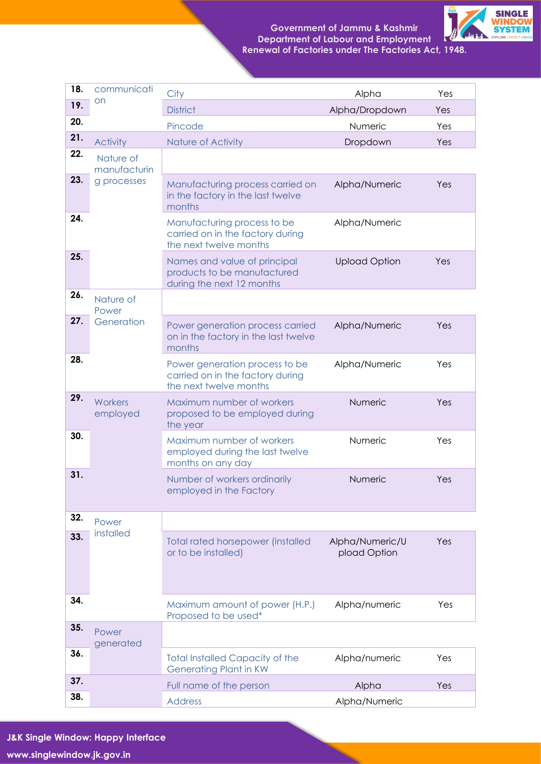| 18. | communication | City | Alpha | Yes |
|---|---|---|---|---|
| 19. | | District | Alpha/Dropdown | Yes |
| 20. | | Pincode | Numeric | Yes |
| 21. | Activity | Nature of Activity | Dropdown | Yes |
| 22. | Nature of manufacturing processes | | | |
| 23. | | Manufacturing process carried on in the factory in the last twelve months | Alpha/Numeric | Yes |
| 24. | | Manufacturing process to be carried on in the factory during the next twelve months | Alpha/Numeric | |
| 25. | | Names and value of principal products to be manufactured during the next 12 months | Upload Option | Yes |
| 26. | Nature of Power Generation | | | |
| 27. | | Power generation process carried on in the factory in the last twelve months | Alpha/Numeric | Yes |
| 28. | | Power generation process to be carried on in the factory during the next twelve months | Alpha/Numeric | Yes |
| 29. | Workers employed | Maximum number of workers proposed to be employed during the year | Numeric | Yes |
| 30. | | Maximum number of workers employed during the last twelve months on any day | Numeric | Yes |
| 31. | | Number of workers ordinarily employed in the Factory | Numeric | Yes |
| 32. | Power installed | | | |
| 33. | | Total rated horsepower (installed or to be installed) | Alpha/Numeric/Upload Option | Yes |
| 34. | | Maximum amount of power (H.P.) Proposed to be used* | Alpha/numeric | Yes |
| 35. | Power generated | | | |
| 36. | | Total Installed Capacity of the Generating Plant in KW | Alpha/numeric | Yes |
| 37. | | Full name of the person | Alpha | Yes |
| 38. | | Address | Alpha/Numeric | |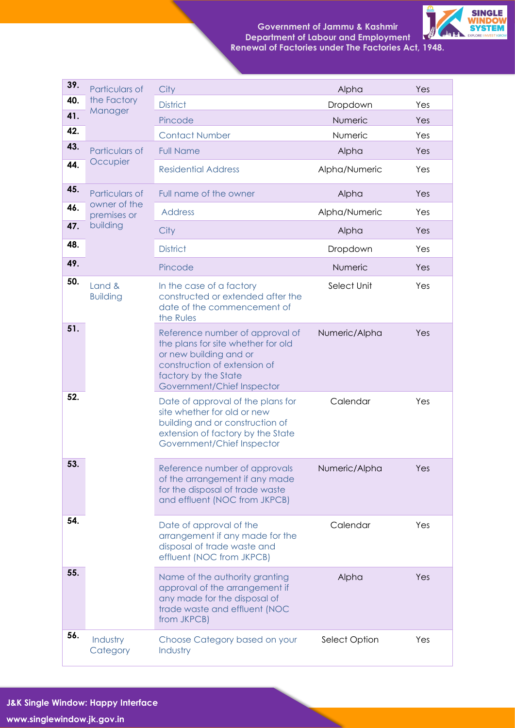| | | | | |
|---|---|---|---|---|
| 39. | Particulars of the Factory Manager | City | Alpha | Yes |
| 40. | | District | Dropdown | Yes |
| 41. | | Pincode | Numeric | Yes |
| 42. | | Contact Number | Numeric | Yes |
| 43. | Particulars of Occupier | Full Name | Alpha | Yes |
| 44. | | Residential Address | Alpha/Numeric | Yes |
| 45. | Particulars of owner of the premises or building | Full name of the owner | Alpha | Yes |
| 46. | | Address | Alpha/Numeric | Yes |
| 47. | | City | Alpha | Yes |
| 48. | | District | Dropdown | Yes |
| 49. | | Pincode | Numeric | Yes |
| 50. | Land & Building | In the case of a factory constructed or extended after the date of the commencement of the Rules | Select Unit | Yes |
| 51. | | Reference number of approval of the plans for site whether for old or new building and or construction of extension of factory by the State Government/Chief Inspector | Numeric/Alpha | Yes |
| 52. | | Date of approval of the plans for site whether for old or new building and or construction of extension of factory by the State Government/Chief Inspector | Calendar | Yes |
| 53. | | Reference number of approvals of the arrangement if any made for the disposal of trade waste and effluent (NOC from JKPCB) | Numeric/Alpha | Yes |
| 54. | | Date of approval of the arrangement if any made for the disposal of trade waste and effluent (NOC from JKPCB) | Calendar | Yes |
| 55. | | Name of the authority granting approval of the arrangement if any made for the disposal of trade waste and effluent (NOC from JKPCB) | Alpha | Yes |
| 56. | Industry Category | Choose Category based on your Industry | Select Option | Yes |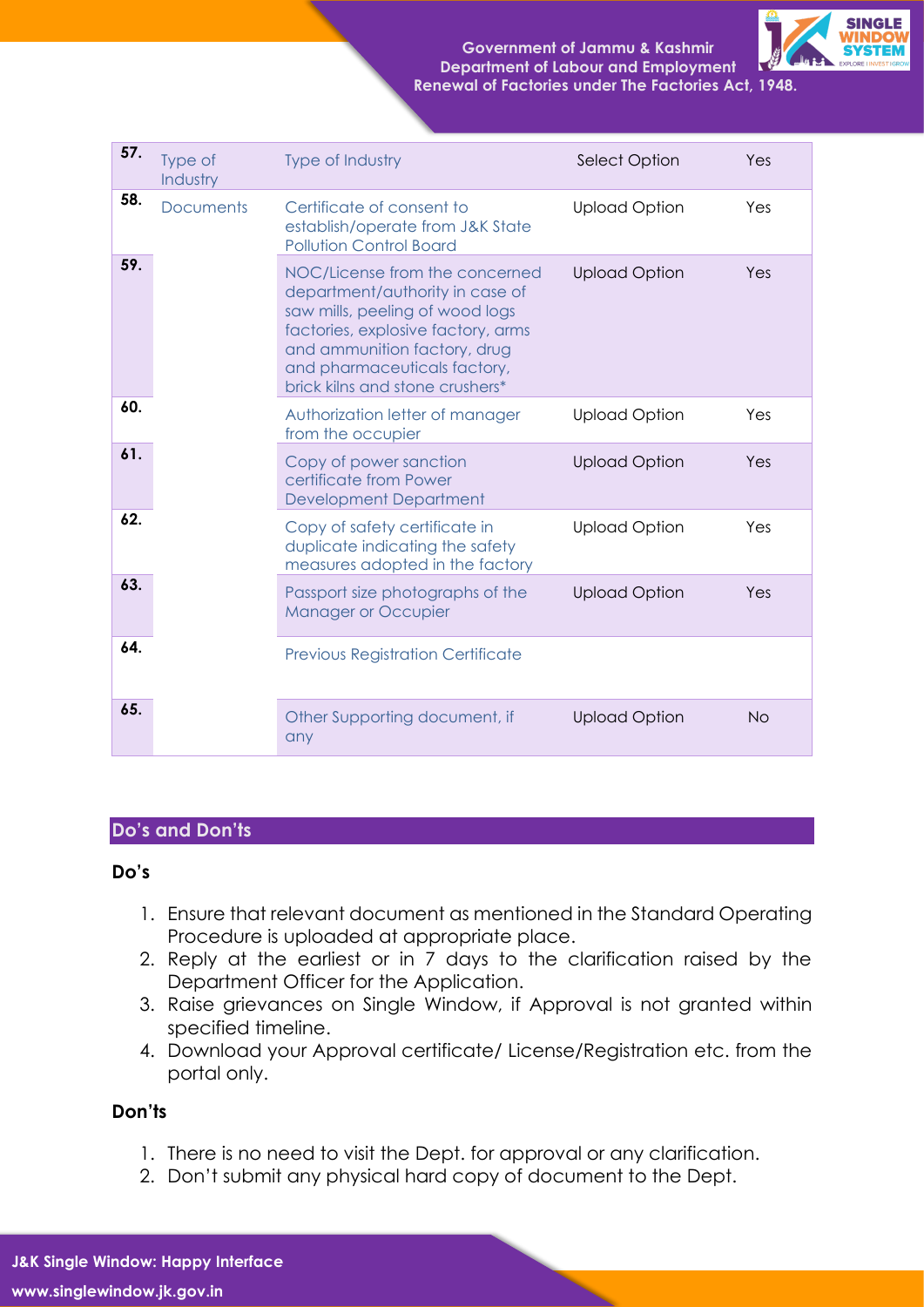| 57. | Type of Industry | Type of Industry | Select Option | Yes |
|---|---|---|---|---|
| 58. | Documents | Certificate of consent to establish/operate from J&K State Pollution Control Board | Upload Option | Yes |
| 59. | | NOC/License from the concerned department/authority in case of saw mills, peeling of wood logs factories, explosive factory, arms and ammunition factory, drug and pharmaceuticals factory, brick kilns and stone crushers* | Upload Option | Yes |
| 60. | | Authorization letter of manager from the occupier | Upload Option | Yes |
| 61. | | Copy of power sanction certificate from Power Development Department | Upload Option | Yes |
| 62. | | Copy of safety certificate in duplicate indicating the safety measures adopted in the factory | Upload Option | Yes |
| 63. | | Passport size photographs of the Manager or Occupier | Upload Option | Yes |
| 64. | | Previous Registration Certificate | | |
| 65. | | Other Supporting document, if any | Upload Option | No |

## Do's and Don'ts

### Do's

1. Ensure that relevant document as mentioned in the Standard Operating Procedure is uploaded at appropriate place.
2. Reply at the earliest or in 7 days to the clarification raised by the Department Officer for the Application.
3. Raise grievances on Single Window, if Approval is not granted within specified timeline.
4. Download your Approval certificate/ License/Registration etc. from the portal only.

### Don'ts

1. There is no need to visit the Dept. for approval or any clarification.
2. Don't submit any physical hard copy of document to the Dept.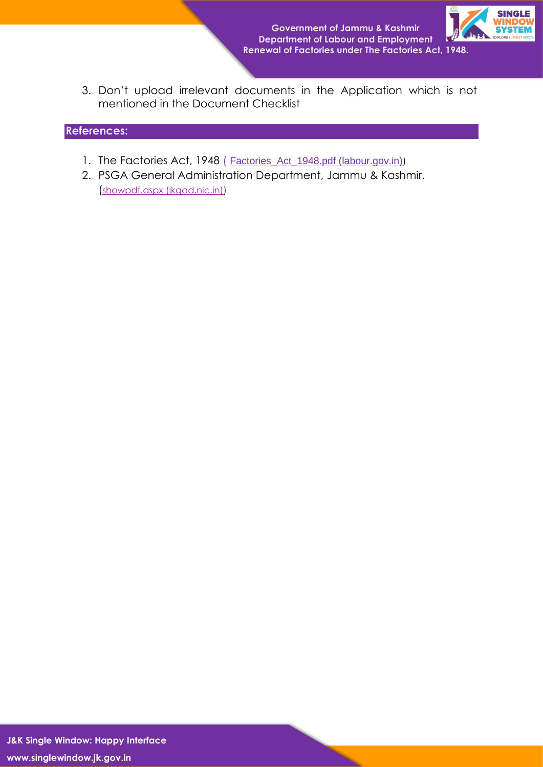3. Don't upload irrelevant documents in the Application which is not mentioned in the Document Checklist

## References:

1. The Factories Act, 1948 ( Factories_Act_1948.pdf (labour.gov.in))
2. PSGA General Administration Department, Jammu & Kashmir. (showpdf.aspx (jkgad.nic.in))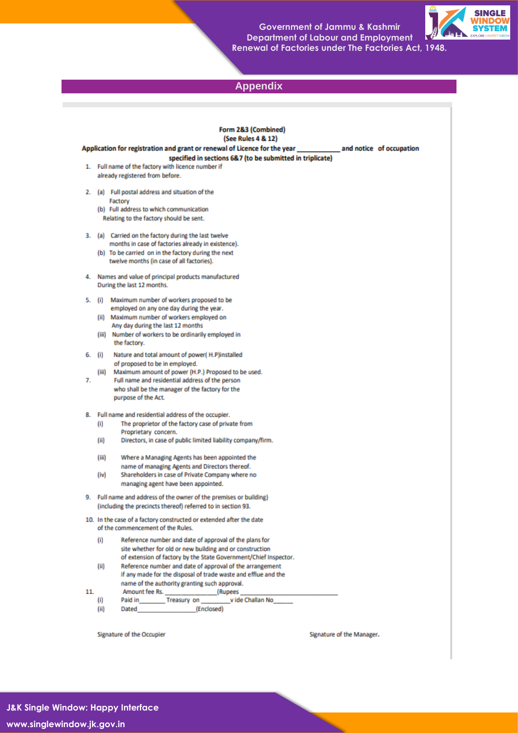## Appendix

**Form 2&3 (Combined)**
**(See Rules 4 & 12)**
**Application for registration and grant or renewal of Licence for the year ____________ and notice of occupation specified in sections 6&7 (to be submitted in triplicate)**

1. Full name of the factory with licence number if already registered from before.
2. (a) Full postal address and situation of the Factory
   (b) Full address to which communication Relating to the factory should be sent.
3. (a) Carried on the factory during the last twelve months in case of factories already in existence).
   (b) To be carried on in the factory during the next twelve months (in case of all factories).
4. Names and value of principal products manufactured During the last 12 months.
5. (i) Maximum number of workers proposed to be employed on any one day during the year.
   (ii) Maximum number of workers employed on Any day during the last 12 months
   (iii) Number of workers to be ordinarily employed in the factory.
6. (i) Nature and total amount of power( H.P)installed of proposed to be in employed.
   (iii) Maximum amount of power (H.P.) Proposed to be used.
7. Full name and residential address of the person who shall be the manager of the factory for the purpose of the Act.
8. Full name and residential address of the occupier.
   (i) The proprietor of the factory case of private from Proprietary concern.
   (ii) Directors, in case of public limited liability company/firm.
   (iii) Where a Managing Agents has been appointed the name of managing Agents and Directors thereof.
   (iv) Shareholders in case of Private Company where no managing agent have been appointed.
9. Full name and address of the owner of the premises or building) (including the precincts thereof) referred to in section 93.
10. In the case of a factory constructed or extended after the date of the commencement of the Rules.
    (i) Reference number and date of approval of the plans for site whether for old or new building and or construction of extension of factory by the State Government/Chief Inspector.
    (ii) Reference number and date of approval of the arrangement if any made for the disposal of trade waste and efflue and the name of the authority granting such approval.
11. Amount fee Rs. ________________(Rupees ______________________________
    (i) Paid in_______ Treasury on ________v ide Challan No______
    (ii) Dated________________(Enclosed)

Signature of the Occupier

Signature of the Manager.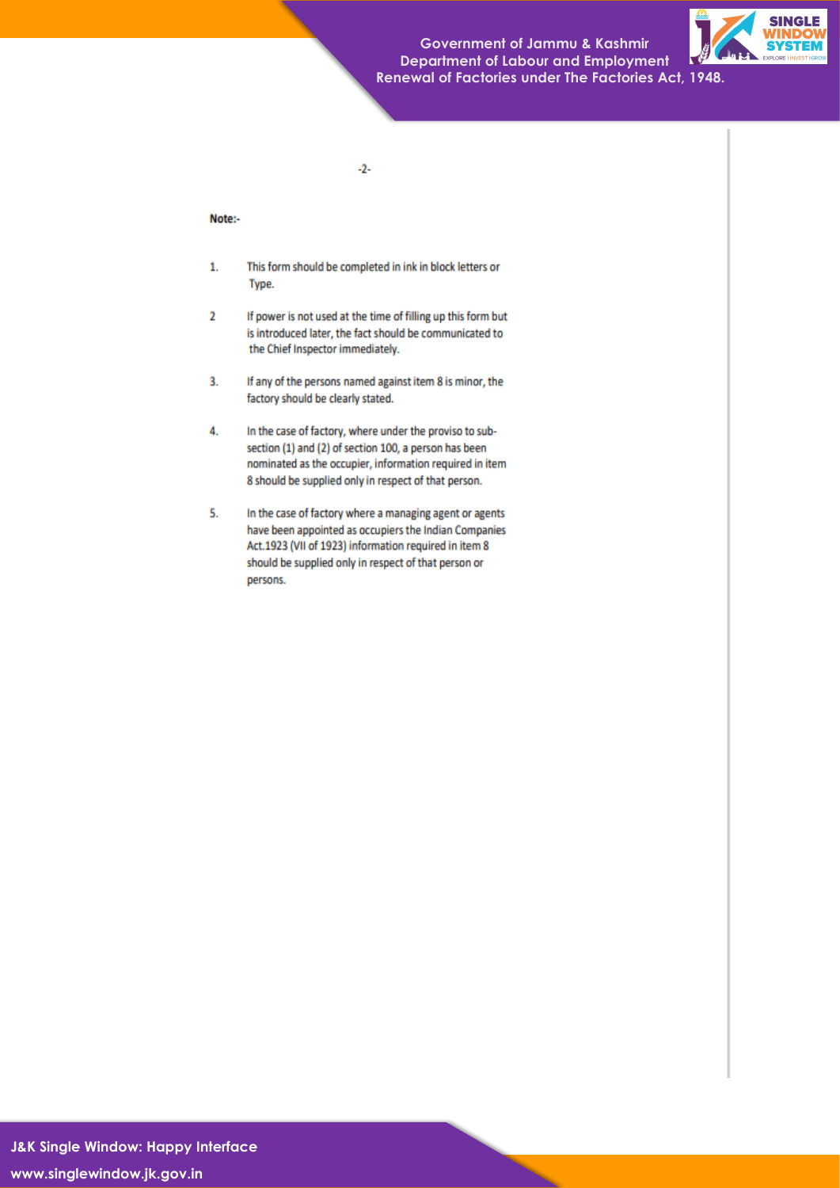**Note:-**

1. This form should be completed in ink in block letters or Type.

2. If power is not used at the time of filling up this form but is introduced later, the fact should be communicated to the Chief Inspector immediately.

3. If any of the persons named against item 8 is minor, the factory should be clearly stated.

4. In the case of factory, where under the proviso to sub-section (1) and (2) of section 100, a person has been nominated as the occupier, information required in item 8 should be supplied only in respect of that person.

5. In the case of factory where a managing agent or agents have been appointed as occupiers the Indian Companies Act.1923 (VII of 1923) information required in item 8 should be supplied only in respect of that person or persons.